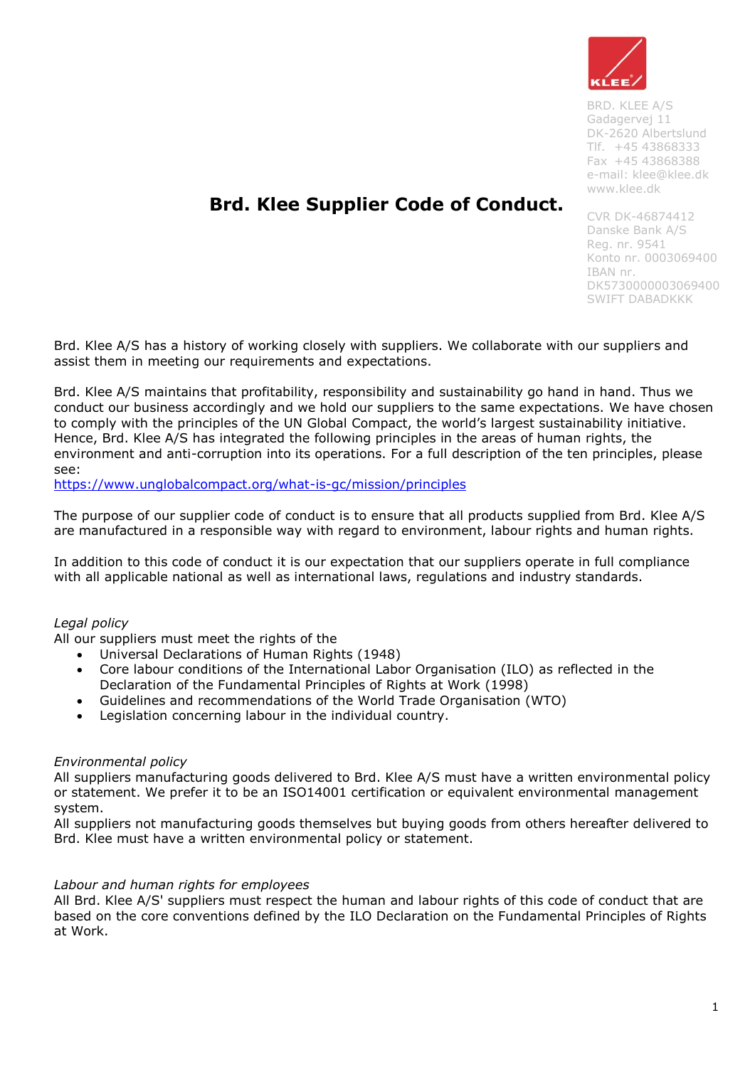BRD. KLEE A/S
Gadagervej 11
DK-2620 Albertslund
Tlf. +45 43868333
Fax +45 43868388
e-mail: klee@klee.dk
www.klee.dk

CVR DK-46874412
Danske Bank A/S
Reg. nr. 9541
Konto nr. 0003069400
IBAN nr. DK5730000003069400
SWIFT DABADKKK

# Brd. Klee Supplier Code of Conduct.

Brd. Klee A/S has a history of working closely with suppliers. We collaborate with our suppliers and assist them in meeting our requirements and expectations.

Brd. Klee A/S maintains that profitability, responsibility and sustainability go hand in hand. Thus we conduct our business accordingly and we hold our suppliers to the same expectations. We have chosen to comply with the principles of the UN Global Compact, the world's largest sustainability initiative. Hence, Brd. Klee A/S has integrated the following principles in the areas of human rights, the environment and anti-corruption into its operations. For a full description of the ten principles, please see:
https://www.unglobalcompact.org/what-is-gc/mission/principles

The purpose of our supplier code of conduct is to ensure that all products supplied from Brd. Klee A/S are manufactured in a responsible way with regard to environment, labour rights and human rights.

In addition to this code of conduct it is our expectation that our suppliers operate in full compliance with all applicable national as well as international laws, regulations and industry standards.

*Legal policy*
All our suppliers must meet the rights of the

- Universal Declarations of Human Rights (1948)
- Core labour conditions of the International Labor Organisation (ILO) as reflected in the Declaration of the Fundamental Principles of Rights at Work (1998)
- Guidelines and recommendations of the World Trade Organisation (WTO)
- Legislation concerning labour in the individual country.

*Environmental policy*
All suppliers manufacturing goods delivered to Brd. Klee A/S must have a written environmental policy or statement. We prefer it to be an ISO14001 certification or equivalent environmental management system.
All suppliers not manufacturing goods themselves but buying goods from others hereafter delivered to Brd. Klee must have a written environmental policy or statement.

*Labour and human rights for employees*
All Brd. Klee A/S' suppliers must respect the human and labour rights of this code of conduct that are based on the core conventions defined by the ILO Declaration on the Fundamental Principles of Rights at Work.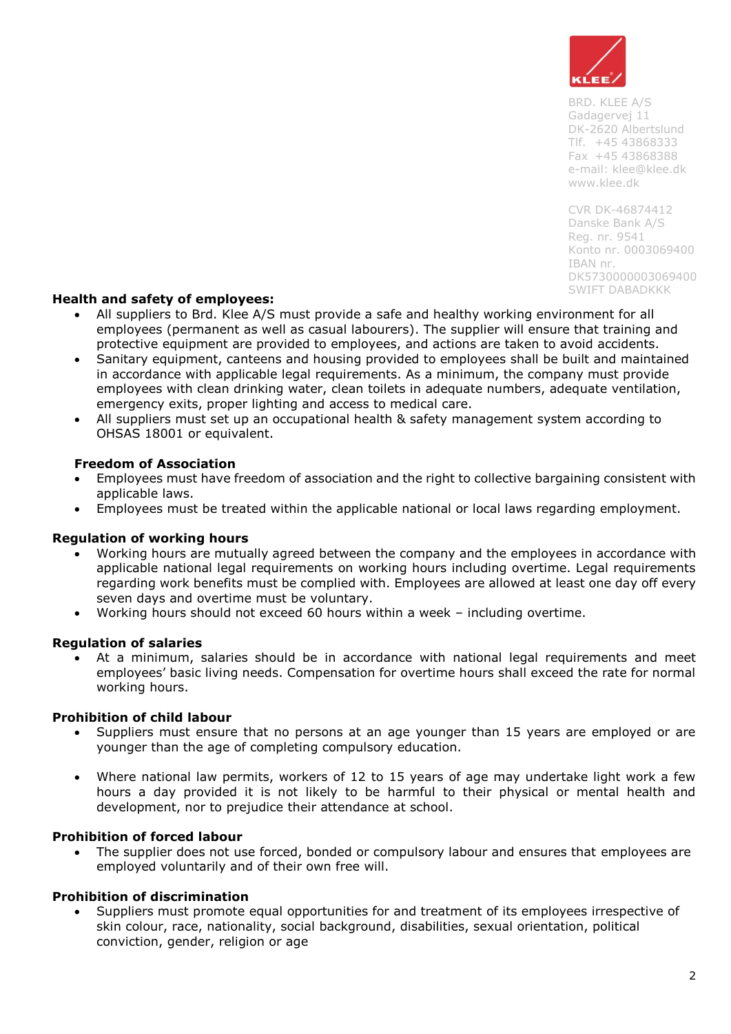BRD. KLEE A/S
Gadagervej 11
DK-2620 Albertslund
Tlf. +45 43868333
Fax +45 43868388
e-mail: klee@klee.dk
www.klee.dk

CVR DK-46874412
Danske Bank A/S
Reg. nr. 9541
Konto nr. 0003069400
IBAN nr.
DK5730000003069400
SWIFT DABADKKK

**Health and safety of employees:**

- All suppliers to Brd. Klee A/S must provide a safe and healthy working environment for all employees (permanent as well as casual labourers). The supplier will ensure that training and protective equipment are provided to employees, and actions are taken to avoid accidents.
- Sanitary equipment, canteens and housing provided to employees shall be built and maintained in accordance with applicable legal requirements. As a minimum, the company must provide employees with clean drinking water, clean toilets in adequate numbers, adequate ventilation, emergency exits, proper lighting and access to medical care.
- All suppliers must set up an occupational health & safety management system according to OHSAS 18001 or equivalent.

**Freedom of Association**

- Employees must have freedom of association and the right to collective bargaining consistent with applicable laws.
- Employees must be treated within the applicable national or local laws regarding employment.

**Regulation of working hours**

- Working hours are mutually agreed between the company and the employees in accordance with applicable national legal requirements on working hours including overtime. Legal requirements regarding work benefits must be complied with. Employees are allowed at least one day off every seven days and overtime must be voluntary.
- Working hours should not exceed 60 hours within a week – including overtime.

**Regulation of salaries**

- At a minimum, salaries should be in accordance with national legal requirements and meet employees' basic living needs. Compensation for overtime hours shall exceed the rate for normal working hours.

**Prohibition of child labour**

- Suppliers must ensure that no persons at an age younger than 15 years are employed or are younger than the age of completing compulsory education.
- Where national law permits, workers of 12 to 15 years of age may undertake light work a few hours a day provided it is not likely to be harmful to their physical or mental health and development, nor to prejudice their attendance at school.

**Prohibition of forced labour**

- The supplier does not use forced, bonded or compulsory labour and ensures that employees are employed voluntarily and of their own free will.

**Prohibition of discrimination**

- Suppliers must promote equal opportunities for and treatment of its employees irrespective of skin colour, race, nationality, social background, disabilities, sexual orientation, political conviction, gender, religion or age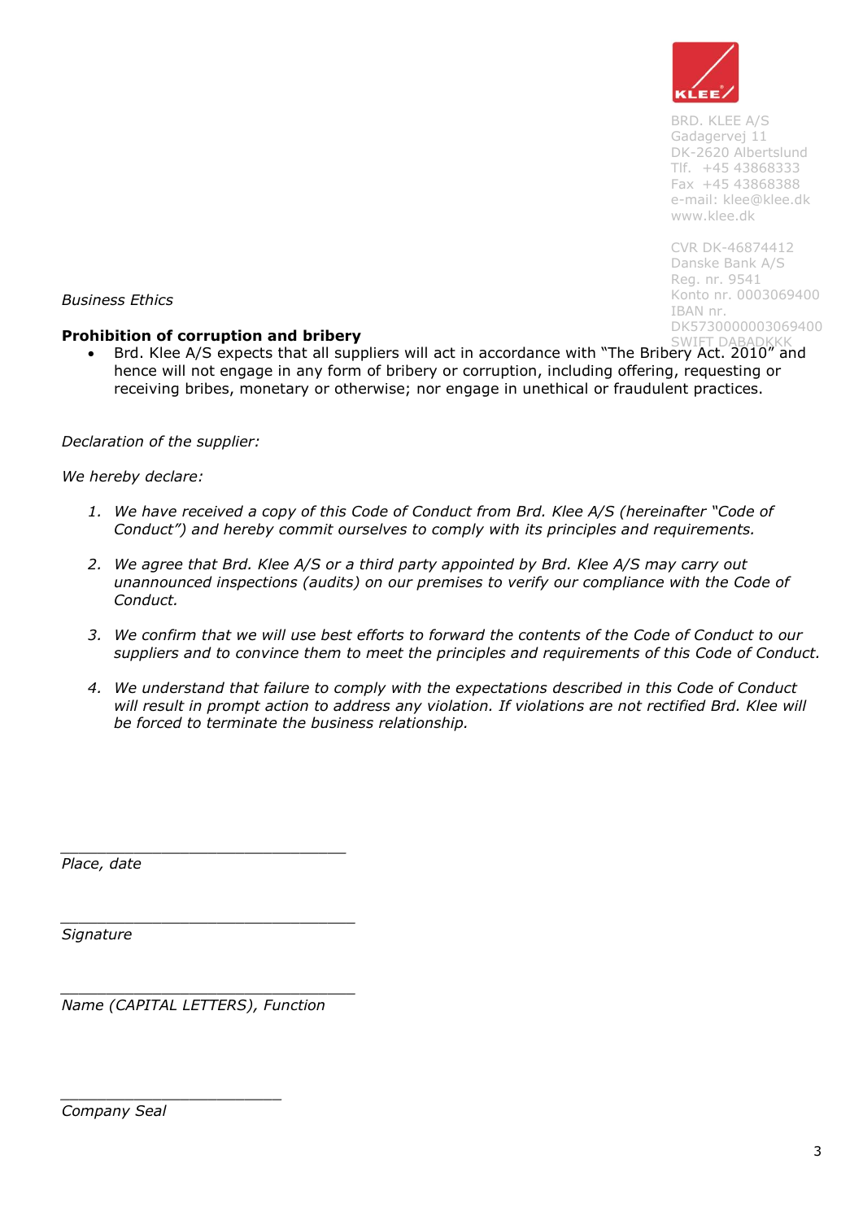BRD. KLEE A/S
Gadagervej 11
DK-2620 Albertslund
Tlf. +45 43868333
Fax +45 43868388
e-mail: klee@klee.dk
www.klee.dk

CVR DK-46874412
Danske Bank A/S
Reg. nr. 9541
Konto nr. 0003069400
IBAN nr.
DK5730000003069400
SWIFT DABADKKK

*Business Ethics*

**Prohibition of corruption and bribery**

- Brd. Klee A/S expects that all suppliers will act in accordance with "The Bribery Act. 2010" and hence will not engage in any form of bribery or corruption, including offering, requesting or receiving bribes, monetary or otherwise; nor engage in unethical or fraudulent practices.

*Declaration of the supplier:*

*We hereby declare:*

1. *We have received a copy of this Code of Conduct from Brd. Klee A/S (hereinafter "Code of Conduct") and hereby commit ourselves to comply with its principles and requirements.*
2. *We agree that Brd. Klee A/S or a third party appointed by Brd. Klee A/S may carry out unannounced inspections (audits) on our premises to verify our compliance with the Code of Conduct.*
3. *We confirm that we will use best efforts to forward the contents of the Code of Conduct to our suppliers and to convince them to meet the principles and requirements of this Code of Conduct.*
4. *We understand that failure to comply with the expectations described in this Code of Conduct will result in prompt action to address any violation. If violations are not rectified Brd. Klee will be forced to terminate the business relationship.*

________________________________
*Place, date*

________________________________
*Signature*

________________________________
*Name (CAPITAL LETTERS), Function*

________________________
*Company Seal*